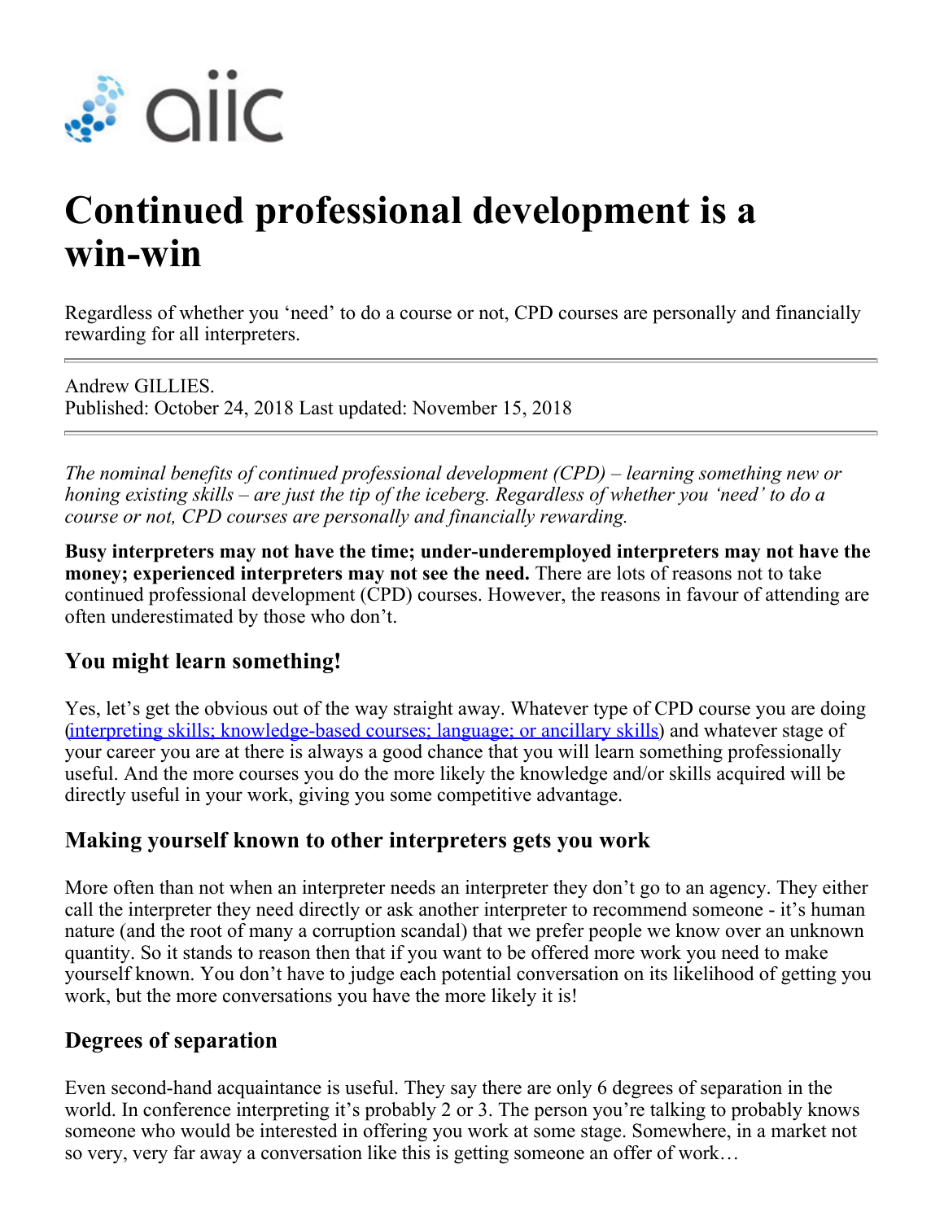# Continued professional development is a win-win

Regardless of whether you 'need' to do a course or not, CPD courses are personally and financially rewarding for all interpreters.

---

Andrew GILLIES.
Published: October 24, 2018 Last updated: November 15, 2018

---

*The nominal benefits of continued professional development (CPD) – learning something new or honing existing skills – are just the tip of the iceberg. Regardless of whether you 'need' to do a course or not, CPD courses are personally and financially rewarding.*

**Busy interpreters may not have the time; under-underemployed interpreters may not have the money; experienced interpreters may not see the need.** There are lots of reasons not to take continued professional development (CPD) courses. However, the reasons in favour of attending are often underestimated by those who don't.

## You might learn something!

Yes, let's get the obvious out of the way straight away. Whatever type of CPD course you are doing (interpreting skills; knowledge-based courses; language; or ancillary skills) and whatever stage of your career you are at there is always a good chance that you will learn something professionally useful. And the more courses you do the more likely the knowledge and/or skills acquired will be directly useful in your work, giving you some competitive advantage.

## Making yourself known to other interpreters gets you work

More often than not when an interpreter needs an interpreter they don't go to an agency. They either call the interpreter they need directly or ask another interpreter to recommend someone - it's human nature (and the root of many a corruption scandal) that we prefer people we know over an unknown quantity. So it stands to reason then that if you want to be offered more work you need to make yourself known. You don't have to judge each potential conversation on its likelihood of getting you work, but the more conversations you have the more likely it is!

## Degrees of separation

Even second-hand acquaintance is useful. They say there are only 6 degrees of separation in the world. In conference interpreting it's probably 2 or 3. The person you're talking to probably knows someone who would be interested in offering you work at some stage. Somewhere, in a market not so very, very far away a conversation like this is getting someone an offer of work…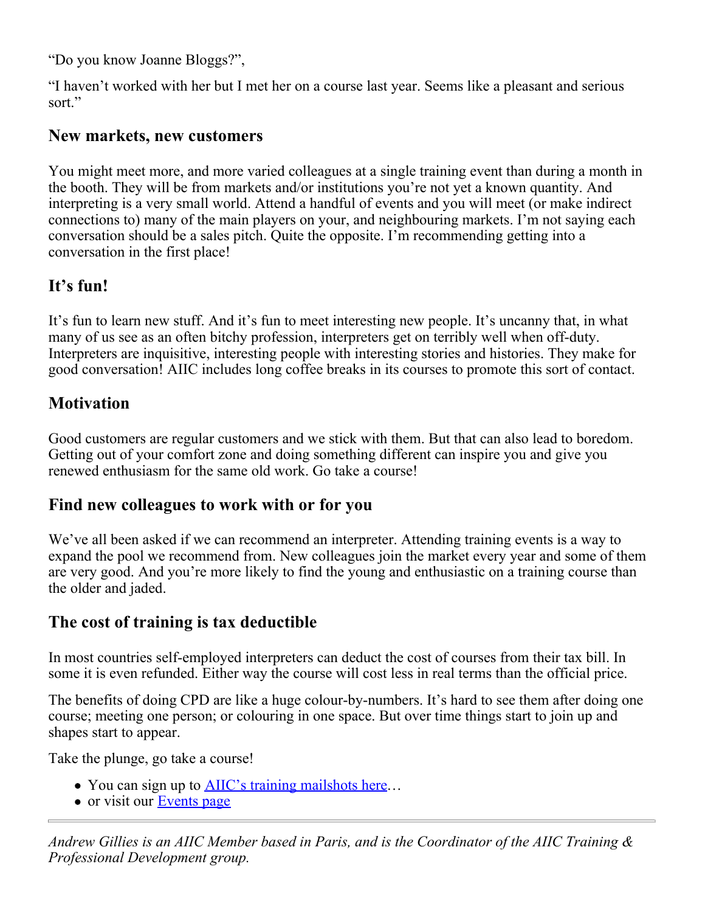"Do you know Joanne Bloggs?",

"I haven't worked with her but I met her on a course last year. Seems like a pleasant and serious sort."

## New markets, new customers

You might meet more, and more varied colleagues at a single training event than during a month in the booth. They will be from markets and/or institutions you're not yet a known quantity. And interpreting is a very small world. Attend a handful of events and you will meet (or make indirect connections to) many of the main players on your, and neighbouring markets. I'm not saying each conversation should be a sales pitch. Quite the opposite. I'm recommending getting into a conversation in the first place!

## It's fun!

It's fun to learn new stuff. And it's fun to meet interesting new people. It's uncanny that, in what many of us see as an often bitchy profession, interpreters get on terribly well when off-duty. Interpreters are inquisitive, interesting people with interesting stories and histories. They make for good conversation! AIIC includes long coffee breaks in its courses to promote this sort of contact.

## Motivation

Good customers are regular customers and we stick with them. But that can also lead to boredom. Getting out of your comfort zone and doing something different can inspire you and give you renewed enthusiasm for the same old work. Go take a course!

## Find new colleagues to work with or for you

We've all been asked if we can recommend an interpreter. Attending training events is a way to expand the pool we recommend from. New colleagues join the market every year and some of them are very good. And you're more likely to find the young and enthusiastic on a training course than the older and jaded.

## The cost of training is tax deductible

In most countries self-employed interpreters can deduct the cost of courses from their tax bill. In some it is even refunded. Either way the course will cost less in real terms than the official price.

The benefits of doing CPD are like a huge colour-by-numbers. It's hard to see them after doing one course; meeting one person; or colouring in one space. But over time things start to join up and shapes start to appear.

Take the plunge, go take a course!

- You can sign up to AIIC's training mailshots here…
- or visit our Events page

---

*Andrew Gillies is an AIIC Member based in Paris, and is the Coordinator of the AIIC Training & Professional Development group.*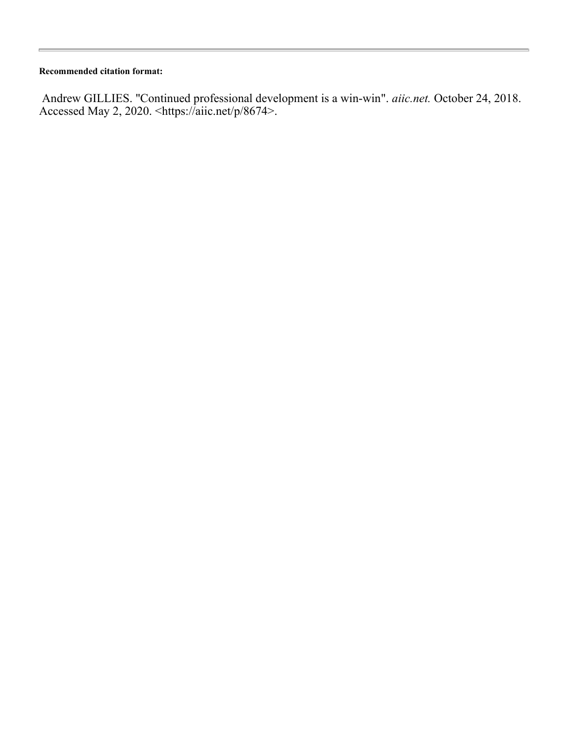**Recommended citation format:**

Andrew GILLIES. "Continued professional development is a win-win". *aiic.net.* October 24, 2018. Accessed May 2, 2020. <https://aiic.net/p/8674>.